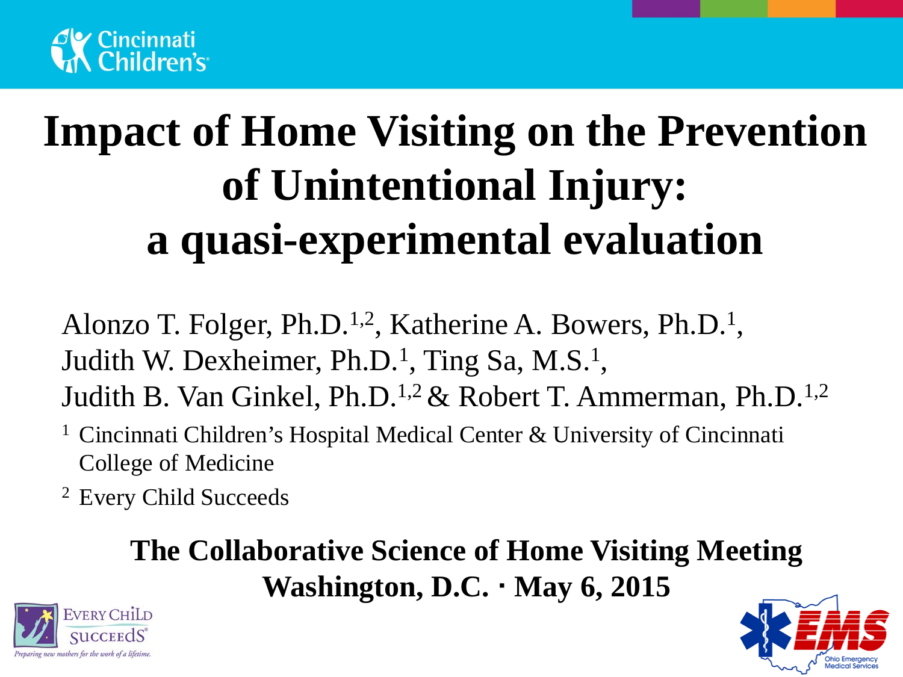# Impact of Home Visiting on the Prevention of Unintentional Injury: a quasi-experimental evaluation

Alonzo T. Folger, Ph.D.[1,2], Katherine A. Bowers, Ph.D.[1], Judith W. Dexheimer, Ph.D.[1], Ting Sa, M.S.[1], Judith B. Van Ginkel, Ph.D.[1,2] & Robert T. Ammerman, Ph.D.[1,2]

[1] Cincinnati Children's Hospital Medical Center & University of Cincinnati College of Medicine

[2] Every Child Succeeds

**The Collaborative Science of Home Visiting Meeting**
**Washington, D.C. · May 6, 2015**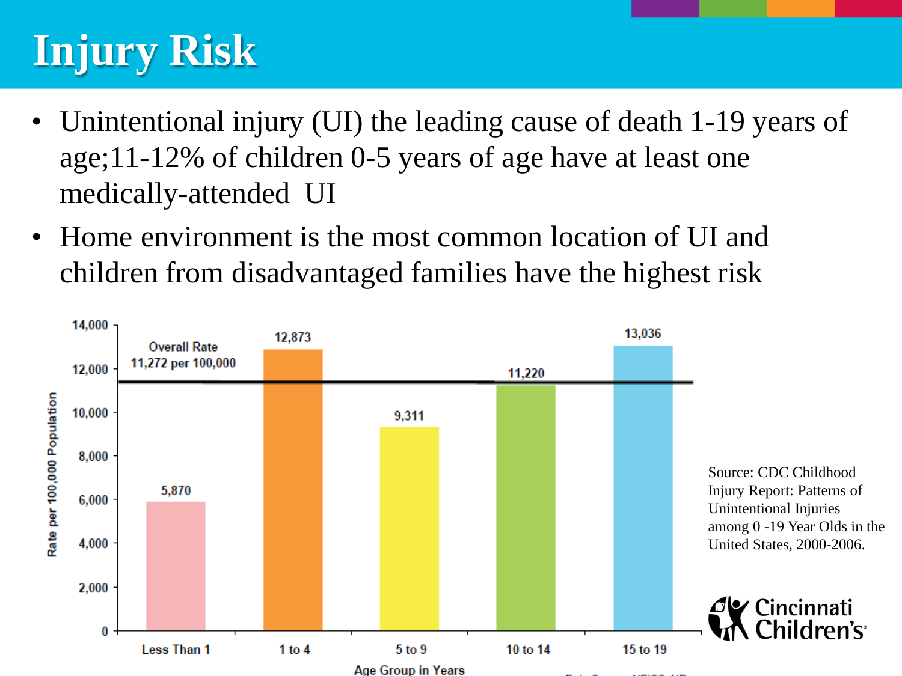# Injury Risk

- Unintentional injury (UI) the leading cause of death 1-19 years of age;11-12% of children 0-5 years of age have at least one medically-attended UI
- Home environment is the most common location of UI and children from disadvantaged families have the highest risk

| Age Group in Years | Rate per 100,000 Population |
| --- | --- |
| Less Than 1 | 5,870 |
| 1 to 4 | 12,873 |
| 5 to 9 | 9,311 |
| 10 to 14 | 11,220 |
| 15 to 19 | 13,036 |

Overall Rate 11,272 per 100,000

Source: CDC Childhood Injury Report: Patterns of Unintentional Injuries among 0 -19 Year Olds in the United States, 2000-2006.

Cincinnati Children's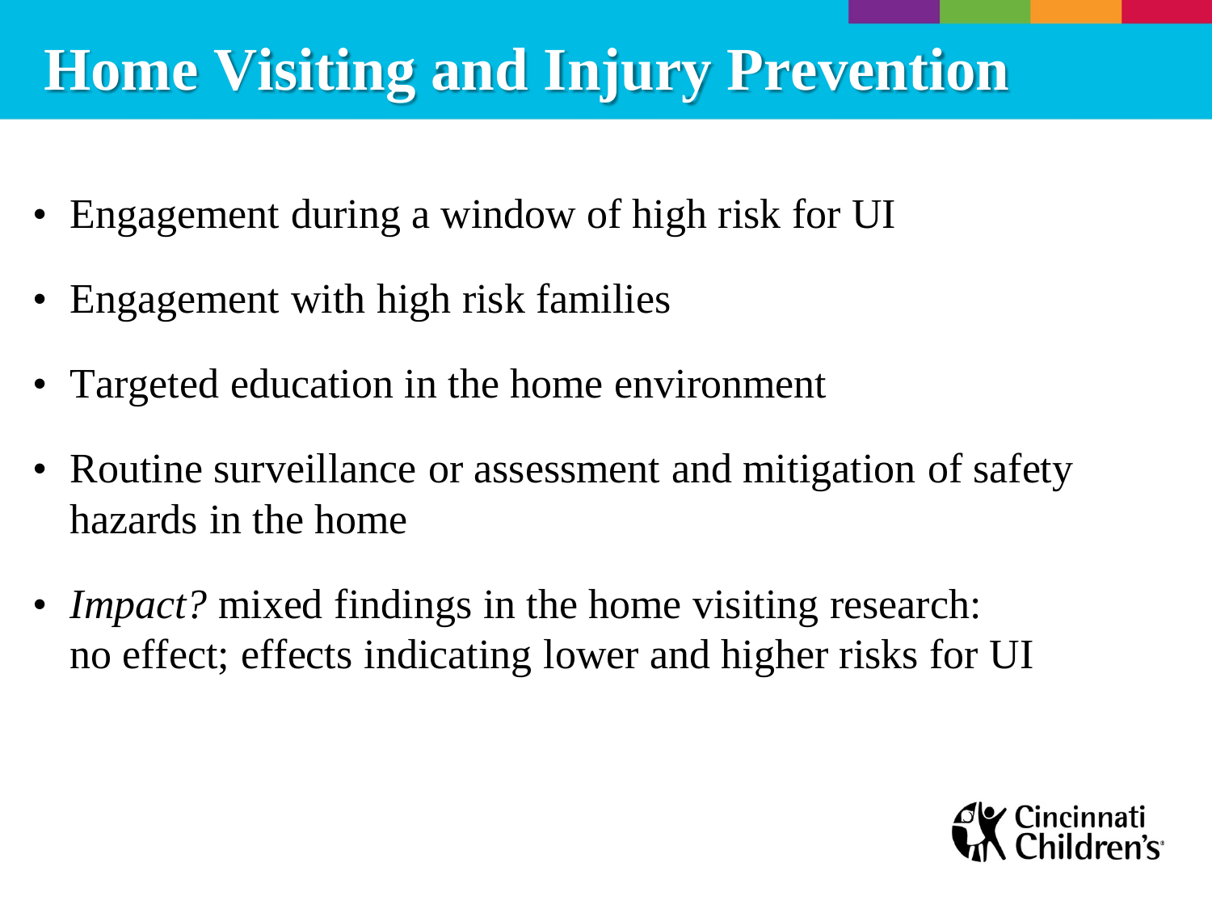# Home Visiting and Injury Prevention

- Engagement during a window of high risk for UI
- Engagement with high risk families
- Targeted education in the home environment
- Routine surveillance or assessment and mitigation of safety hazards in the home
- *Impact?* mixed findings in the home visiting research: no effect; effects indicating lower and higher risks for UI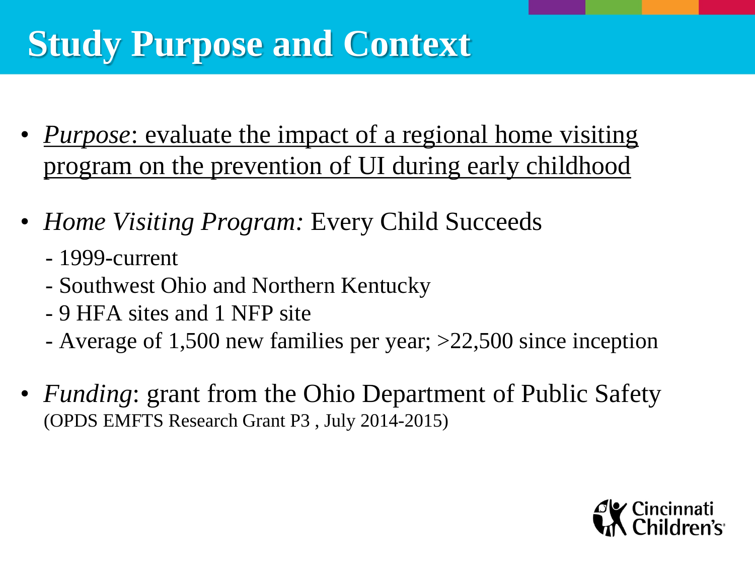# Study Purpose and Context

- *Purpose*: evaluate the impact of a regional home visiting program on the prevention of UI during early childhood

- *Home Visiting Program:* Every Child Succeeds
  - 1999-current
  - Southwest Ohio and Northern Kentucky
  - 9 HFA sites and 1 NFP site
  - Average of 1,500 new families per year; >22,500 since inception

- *Funding*: grant from the Ohio Department of Public Safety (OPDS EMFTS Research Grant P3 , July 2014-2015)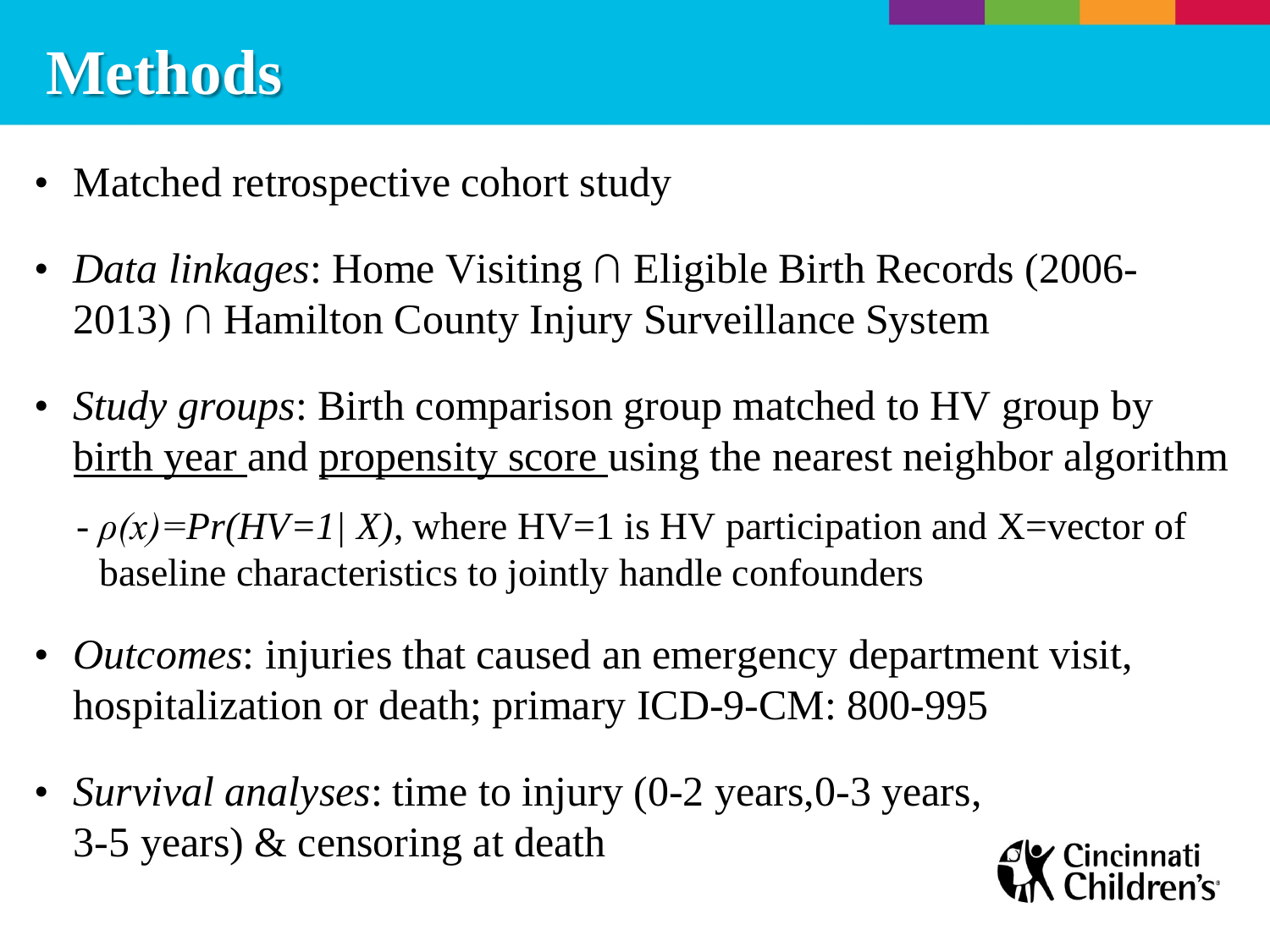# Methods

- Matched retrospective cohort study
- *Data linkages*: Home Visiting ∩ Eligible Birth Records (2006-2013) ∩ Hamilton County Injury Surveillance System
- *Study groups*: Birth comparison group matched to HV group by <u>birth year</u> and <u>propensity score</u> using the nearest neighbor algorithm
  - $\rho(x)=Pr(HV=1 | X)$, where HV=1 is HV participation and X=vector of baseline characteristics to jointly handle confounders
- *Outcomes*: injuries that caused an emergency department visit, hospitalization or death; primary ICD-9-CM: 800-995
- *Survival analyses*: time to injury (0-2 years,0-3 years, 3-5 years) & censoring at death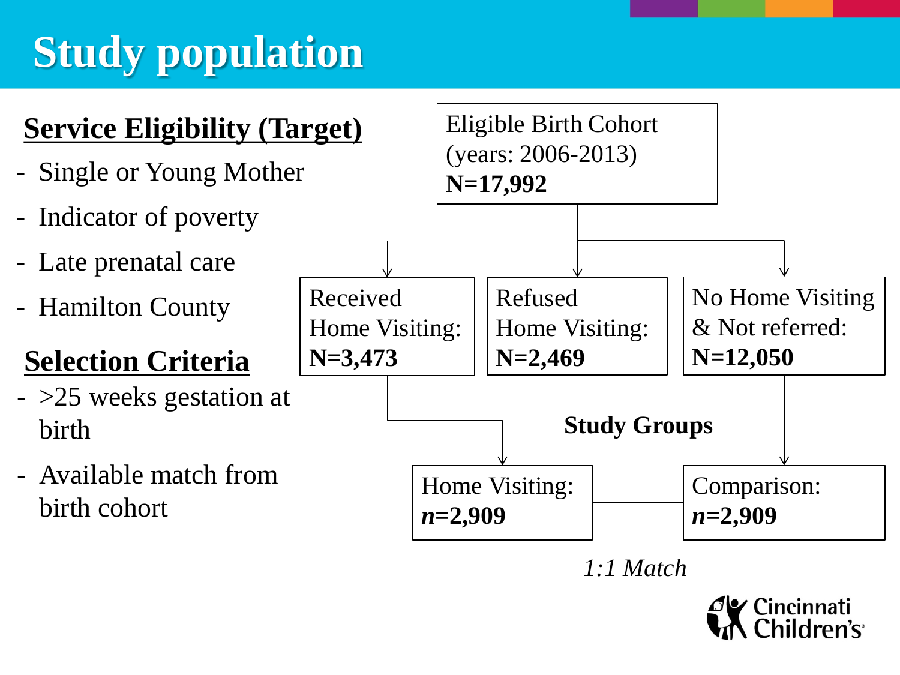# Study population

**Service Eligibility (Target)**

- Single or Young Mother
- Indicator of poverty
- Late prenatal care
- Hamilton County

**Selection Criteria**

- >25 weeks gestation at birth
- Available match from birth cohort

Eligible Birth Cohort (years: 2006-2013)
**N=17,992**

- Received Home Visiting: **N=3,473**
- Refused Home Visiting: **N=2,469**
- No Home Visiting & Not referred: **N=12,050**

**Study Groups**

- Home Visiting: ***n*=2,909**
- Comparison: ***n*=2,909**

*1:1 Match*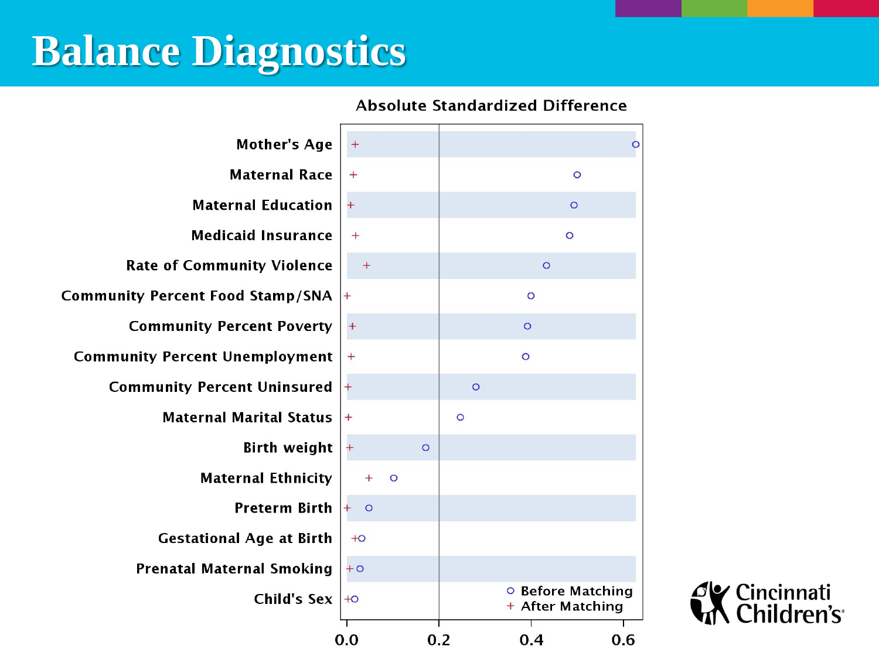# Balance Diagnostics

Absolute Standardized Difference

| Variable | Before Matching | After Matching |
| --- | --- | --- |
| Mother's Age | ~0.63 | ~0.02 |
| Maternal Race | ~0.50 | ~0.01 |
| Maternal Education | ~0.49 | ~0.01 |
| Medicaid Insurance | ~0.48 | ~0.02 |
| Rate of Community Violence | ~0.43 | ~0.04 |
| Community Percent Food Stamp/SNA | ~0.40 | ~0.00 |
| Community Percent Poverty | ~0.39 | ~0.01 |
| Community Percent Unemployment | ~0.39 | ~0.01 |
| Community Percent Uninsured | ~0.28 | ~0.00 |
| Maternal Marital Status | ~0.25 | ~0.00 |
| Birth weight | ~0.17 | ~0.01 |
| Maternal Ethnicity | ~0.10 | ~0.05 |
| Preterm Birth | ~0.05 | ~0.00 |
| Gestational Age at Birth | ~0.03 | ~0.02 |
| Prenatal Maternal Smoking | ~0.03 | ~0.01 |
| Child's Sex | ~0.02 | ~0.00 |

Legend: ○ Before Matching; + After Matching

Axis: 0.0, 0.2, 0.4, 0.6 (reference line at 0.2)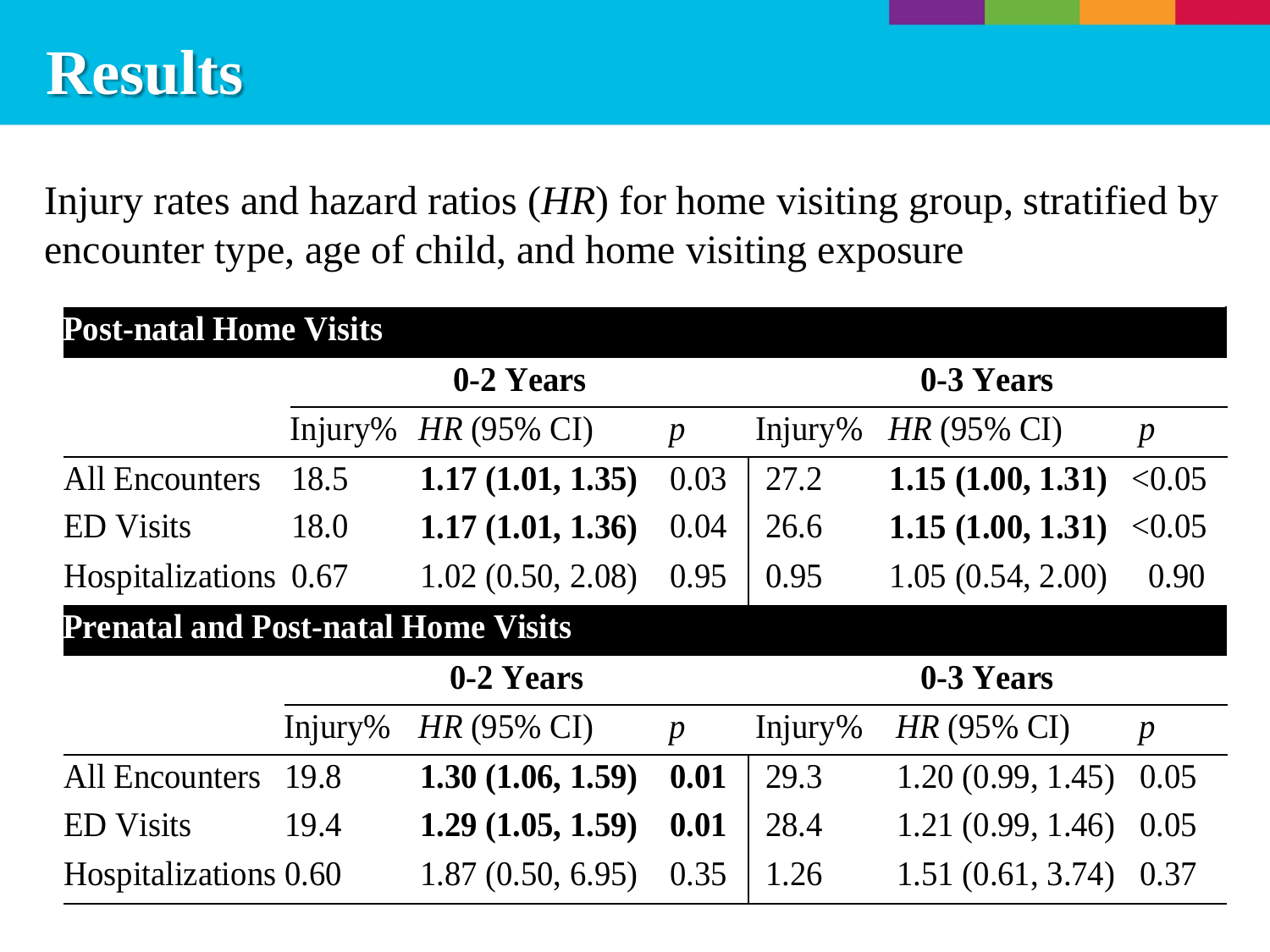# Results

Injury rates and hazard ratios (*HR*) for home visiting group, stratified by encounter type, age of child, and home visiting exposure

| **Post-natal Home Visits** | | | | | | |
|---|---|---|---|---|---|---|
| | **0-2 Years** | | | **0-3 Years** | | |
| | Injury% | *HR* (95% CI) | *p* | Injury% | *HR* (95% CI) | *p* |
| All Encounters | 18.5 | **1.17 (1.01, 1.35)** | 0.03 | 27.2 | **1.15 (1.00, 1.31)** | <0.05 |
| ED Visits | 18.0 | **1.17 (1.01, 1.36)** | 0.04 | 26.6 | **1.15 (1.00, 1.31)** | <0.05 |
| Hospitalizations | 0.67 | 1.02 (0.50, 2.08) | 0.95 | 0.95 | 1.05 (0.54, 2.00) | 0.90 |
| **Prenatal and Post-natal Home Visits** | | | | | | |
| | **0-2 Years** | | | **0-3 Years** | | |
| | Injury% | *HR* (95% CI) | *p* | Injury% | *HR* (95% CI) | *p* |
| All Encounters | 19.8 | **1.30 (1.06, 1.59)** | **0.01** | 29.3 | 1.20 (0.99, 1.45) | 0.05 |
| ED Visits | 19.4 | **1.29 (1.05, 1.59)** | **0.01** | 28.4 | 1.21 (0.99, 1.46) | 0.05 |
| Hospitalizations | 0.60 | 1.87 (0.50, 6.95) | 0.35 | 1.26 | 1.51 (0.61, 3.74) | 0.37 |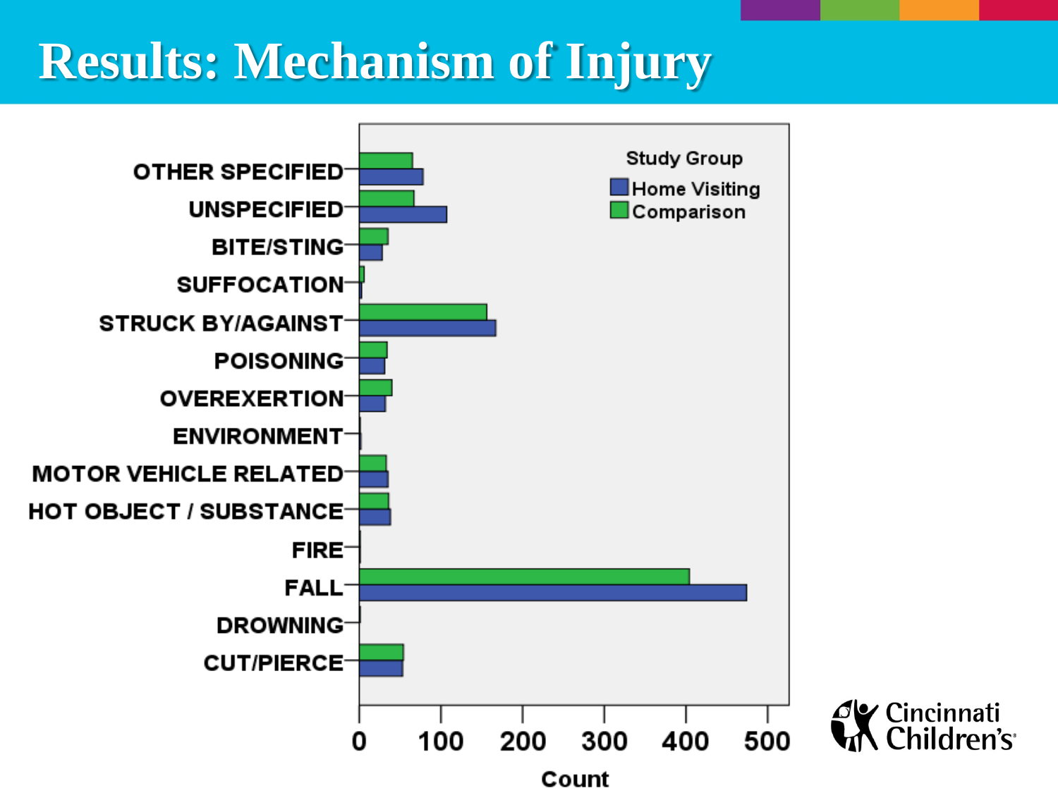# Results: Mechanism of Injury

Study Group

- Home Visiting
- Comparison

OTHER SPECIFIED
UNSPECIFIED
BITE/STING
SUFFOCATION
STRUCK BY/AGAINST
POISONING
OVEREXERTION
ENVIRONMENT
MOTOR VEHICLE RELATED
HOT OBJECT / SUBSTANCE
FIRE
FALL
DROWNING
CUT/PIERCE

0 100 200 300 400 500

Count

Cincinnati Children's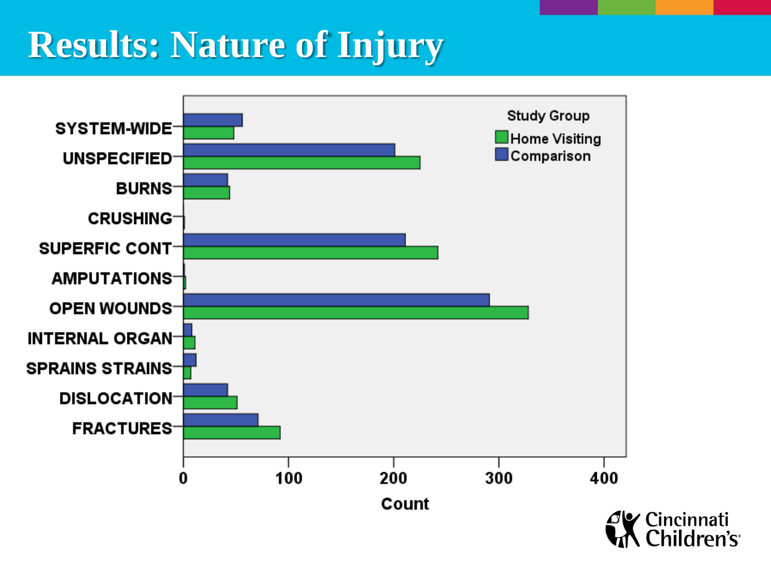# Results: Nature of Injury

Study Group: Home Visiting, Comparison

| Nature of Injury | Comparison | Home Visiting |
| --- | --- | --- |
| SYSTEM-WIDE | | |
| UNSPECIFIED | | |
| BURNS | | |
| CRUSHING | | |
| SUPERFIC CONT | | |
| AMPUTATIONS | | |
| OPEN WOUNDS | | |
| INTERNAL ORGAN | | |
| SPRAINS STRAINS | | |
| DISLOCATION | | |
| FRACTURES | | |

Count: 0, 100, 200, 300, 400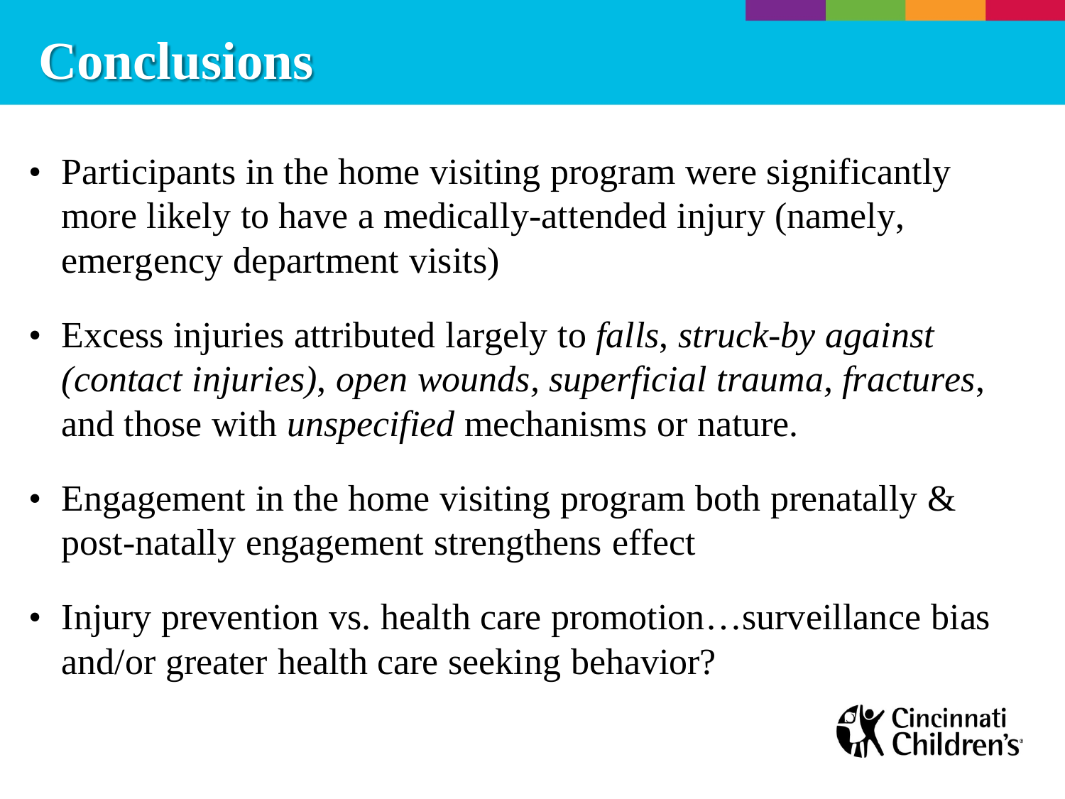# Conclusions

- Participants in the home visiting program were significantly more likely to have a medically-attended injury (namely, emergency department visits)
- Excess injuries attributed largely to *falls*, *struck-by against (contact injuries)*, *open wounds*, *superficial trauma*, *fractures*, and those with *unspecified* mechanisms or nature.
- Engagement in the home visiting program both prenatally & post-natally engagement strengthens effect
- Injury prevention vs. health care promotion…surveillance bias and/or greater health care seeking behavior?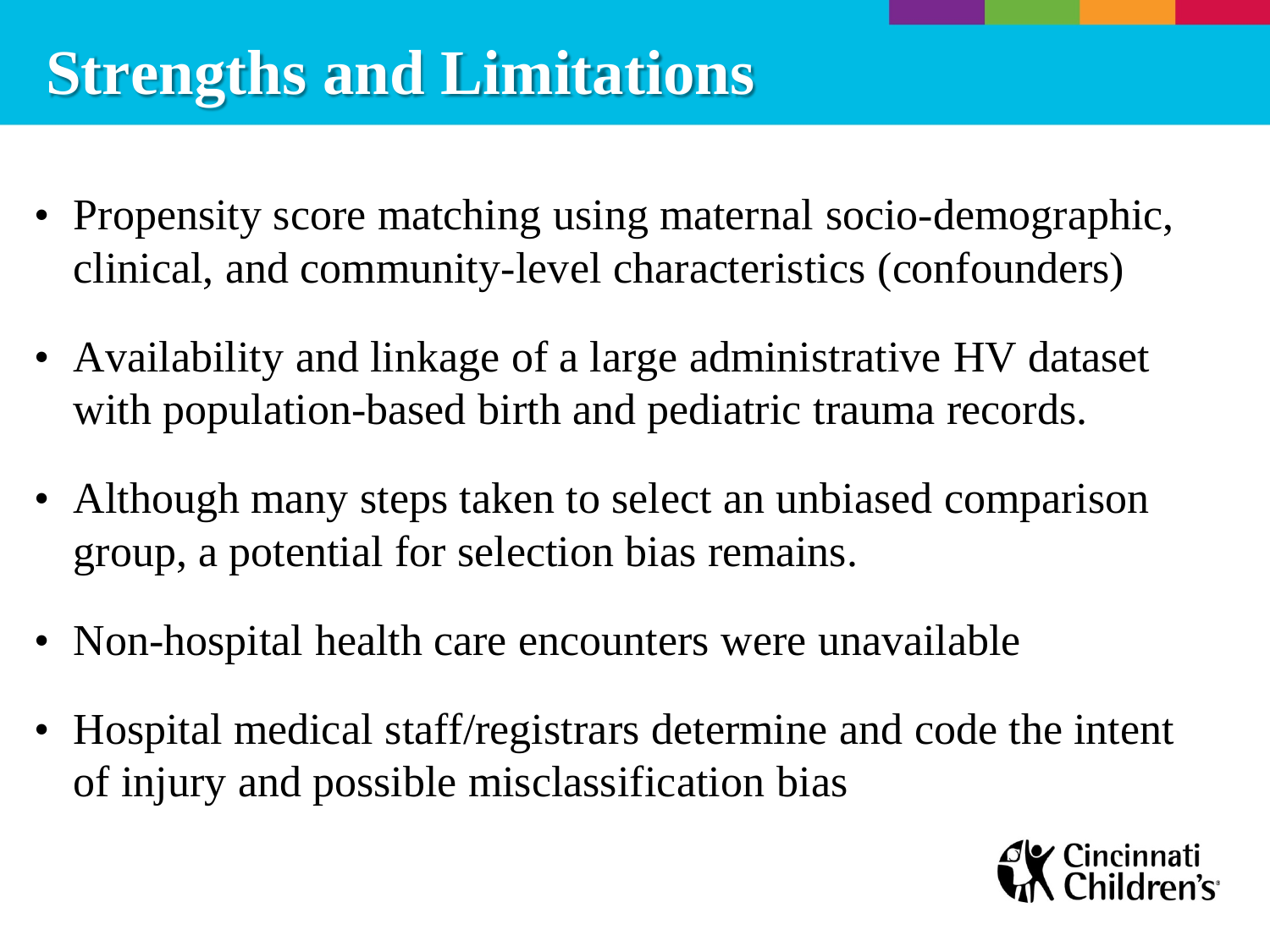# Strengths and Limitations

- Propensity score matching using maternal socio-demographic, clinical, and community-level characteristics (confounders)
- Availability and linkage of a large administrative HV dataset with population-based birth and pediatric trauma records.
- Although many steps taken to select an unbiased comparison group, a potential for selection bias remains.
- Non-hospital health care encounters were unavailable
- Hospital medical staff/registrars determine and code the intent of injury and possible misclassification bias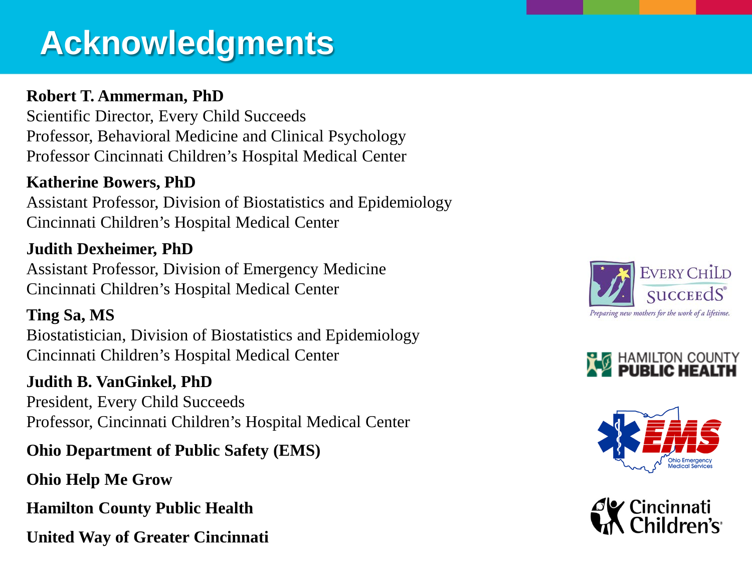# Acknowledgments

**Robert T. Ammerman, PhD**
Scientific Director, Every Child Succeeds
Professor, Behavioral Medicine and Clinical Psychology
Professor Cincinnati Children's Hospital Medical Center

**Katherine Bowers, PhD**
Assistant Professor, Division of Biostatistics and Epidemiology
Cincinnati Children's Hospital Medical Center

**Judith Dexheimer, PhD**
Assistant Professor, Division of Emergency Medicine
Cincinnati Children's Hospital Medical Center

**Ting Sa, MS**
Biostatistician, Division of Biostatistics and Epidemiology
Cincinnati Children's Hospital Medical Center

**Judith B. VanGinkel, PhD**
President, Every Child Succeeds
Professor, Cincinnati Children's Hospital Medical Center

**Ohio Department of Public Safety (EMS)**

**Ohio Help Me Grow**

**Hamilton County Public Health**

**United Way of Greater Cincinnati**

Every Child Succeeds
Preparing new mothers for the work of a lifetime.

Hamilton County Public Health

EMS
Ohio Emergency Medical Services

Cincinnati Children's